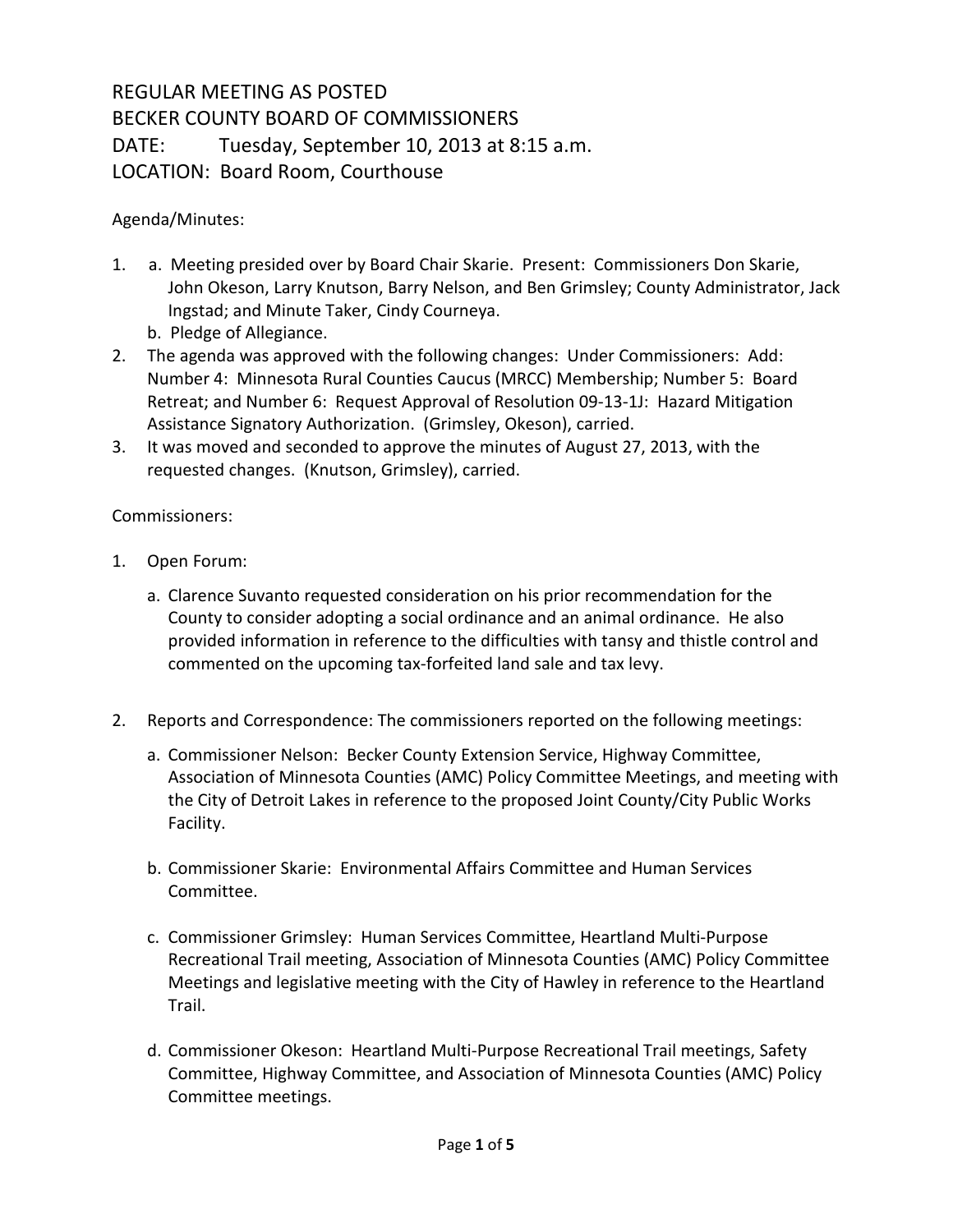REGULAR MEETING AS POSTED
BECKER COUNTY BOARD OF COMMISSIONERS
DATE: Tuesday, September 10, 2013 at 8:15 a.m.
LOCATION: Board Room, Courthouse

Agenda/Minutes:

1. a. Meeting presided over by Board Chair Skarie. Present: Commissioners Don Skarie, John Okeson, Larry Knutson, Barry Nelson, and Ben Grimsley; County Administrator, Jack Ingstad; and Minute Taker, Cindy Courneya.
   b. Pledge of Allegiance.
2. The agenda was approved with the following changes: Under Commissioners: Add: Number 4: Minnesota Rural Counties Caucus (MRCC) Membership; Number 5: Board Retreat; and Number 6: Request Approval of Resolution 09-13-1J: Hazard Mitigation Assistance Signatory Authorization. (Grimsley, Okeson), carried.
3. It was moved and seconded to approve the minutes of August 27, 2013, with the requested changes. (Knutson, Grimsley), carried.

Commissioners:

1. Open Forum:

   a. Clarence Suvanto requested consideration on his prior recommendation for the County to consider adopting a social ordinance and an animal ordinance. He also provided information in reference to the difficulties with tansy and thistle control and commented on the upcoming tax-forfeited land sale and tax levy.

2. Reports and Correspondence: The commissioners reported on the following meetings:

   a. Commissioner Nelson: Becker County Extension Service, Highway Committee, Association of Minnesota Counties (AMC) Policy Committee Meetings, and meeting with the City of Detroit Lakes in reference to the proposed Joint County/City Public Works Facility.

   b. Commissioner Skarie: Environmental Affairs Committee and Human Services Committee.

   c. Commissioner Grimsley: Human Services Committee, Heartland Multi-Purpose Recreational Trail meeting, Association of Minnesota Counties (AMC) Policy Committee Meetings and legislative meeting with the City of Hawley in reference to the Heartland Trail.

   d. Commissioner Okeson: Heartland Multi-Purpose Recreational Trail meetings, Safety Committee, Highway Committee, and Association of Minnesota Counties (AMC) Policy Committee meetings.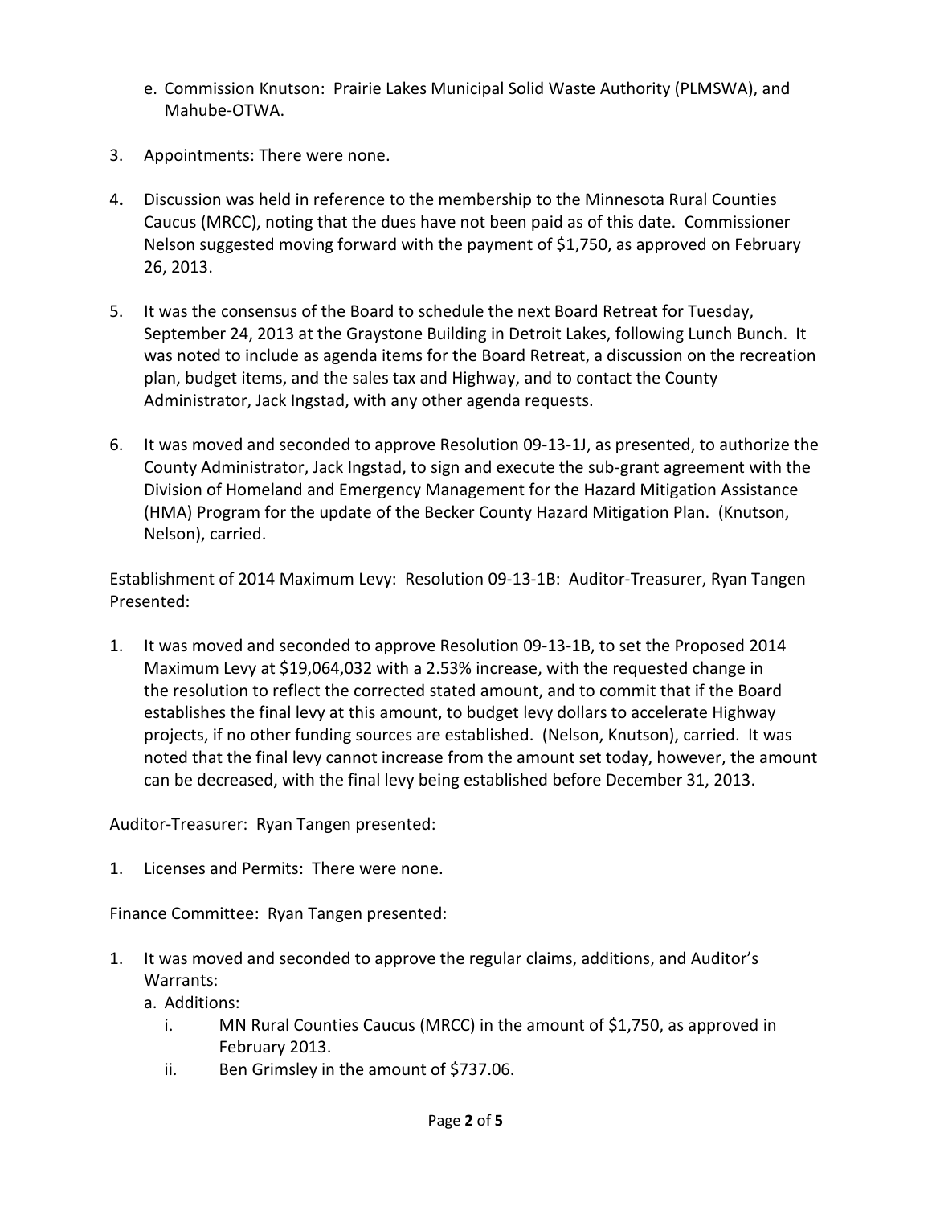e. Commission Knutson: Prairie Lakes Municipal Solid Waste Authority (PLMSWA), and Mahube-OTWA.

3. Appointments: There were none.

4. Discussion was held in reference to the membership to the Minnesota Rural Counties Caucus (MRCC), noting that the dues have not been paid as of this date. Commissioner Nelson suggested moving forward with the payment of $1,750, as approved on February 26, 2013.

5. It was the consensus of the Board to schedule the next Board Retreat for Tuesday, September 24, 2013 at the Graystone Building in Detroit Lakes, following Lunch Bunch. It was noted to include as agenda items for the Board Retreat, a discussion on the recreation plan, budget items, and the sales tax and Highway, and to contact the County Administrator, Jack Ingstad, with any other agenda requests.

6. It was moved and seconded to approve Resolution 09-13-1J, as presented, to authorize the County Administrator, Jack Ingstad, to sign and execute the sub-grant agreement with the Division of Homeland and Emergency Management for the Hazard Mitigation Assistance (HMA) Program for the update of the Becker County Hazard Mitigation Plan. (Knutson, Nelson), carried.

Establishment of 2014 Maximum Levy: Resolution 09-13-1B: Auditor-Treasurer, Ryan Tangen Presented:

1. It was moved and seconded to approve Resolution 09-13-1B, to set the Proposed 2014 Maximum Levy at $19,064,032 with a 2.53% increase, with the requested change in the resolution to reflect the corrected stated amount, and to commit that if the Board establishes the final levy at this amount, to budget levy dollars to accelerate Highway projects, if no other funding sources are established. (Nelson, Knutson), carried. It was noted that the final levy cannot increase from the amount set today, however, the amount can be decreased, with the final levy being established before December 31, 2013.

Auditor-Treasurer: Ryan Tangen presented:

1. Licenses and Permits: There were none.

Finance Committee: Ryan Tangen presented:

1. It was moved and seconded to approve the regular claims, additions, and Auditor's Warrants:
   a. Additions:
      i. MN Rural Counties Caucus (MRCC) in the amount of $1,750, as approved in February 2013.
      ii. Ben Grimsley in the amount of $737.06.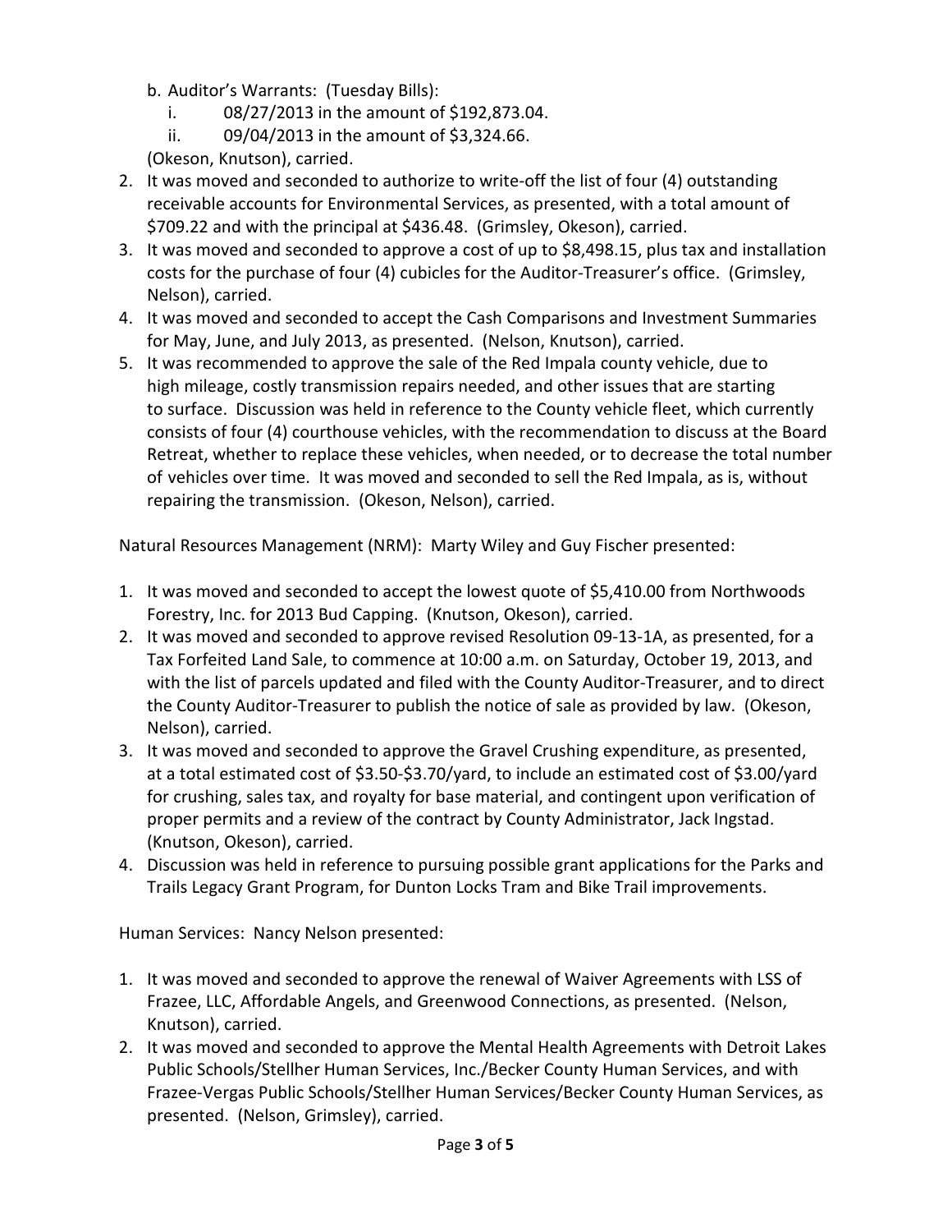b. Auditor's Warrants: (Tuesday Bills):
    i. 08/27/2013 in the amount of $192,873.04.
    ii. 09/04/2013 in the amount of $3,324.66.

(Okeson, Knutson), carried.

2. It was moved and seconded to authorize to write-off the list of four (4) outstanding receivable accounts for Environmental Services, as presented, with a total amount of $709.22 and with the principal at $436.48. (Grimsley, Okeson), carried.
3. It was moved and seconded to approve a cost of up to $8,498.15, plus tax and installation costs for the purchase of four (4) cubicles for the Auditor-Treasurer's office. (Grimsley, Nelson), carried.
4. It was moved and seconded to accept the Cash Comparisons and Investment Summaries for May, June, and July 2013, as presented. (Nelson, Knutson), carried.
5. It was recommended to approve the sale of the Red Impala county vehicle, due to high mileage, costly transmission repairs needed, and other issues that are starting to surface. Discussion was held in reference to the County vehicle fleet, which currently consists of four (4) courthouse vehicles, with the recommendation to discuss at the Board Retreat, whether to replace these vehicles, when needed, or to decrease the total number of vehicles over time. It was moved and seconded to sell the Red Impala, as is, without repairing the transmission. (Okeson, Nelson), carried.

Natural Resources Management (NRM): Marty Wiley and Guy Fischer presented:

1. It was moved and seconded to accept the lowest quote of $5,410.00 from Northwoods Forestry, Inc. for 2013 Bud Capping. (Knutson, Okeson), carried.
2. It was moved and seconded to approve revised Resolution 09-13-1A, as presented, for a Tax Forfeited Land Sale, to commence at 10:00 a.m. on Saturday, October 19, 2013, and with the list of parcels updated and filed with the County Auditor-Treasurer, and to direct the County Auditor-Treasurer to publish the notice of sale as provided by law. (Okeson, Nelson), carried.
3. It was moved and seconded to approve the Gravel Crushing expenditure, as presented, at a total estimated cost of $3.50-$3.70/yard, to include an estimated cost of $3.00/yard for crushing, sales tax, and royalty for base material, and contingent upon verification of proper permits and a review of the contract by County Administrator, Jack Ingstad. (Knutson, Okeson), carried.
4. Discussion was held in reference to pursuing possible grant applications for the Parks and Trails Legacy Grant Program, for Dunton Locks Tram and Bike Trail improvements.

Human Services: Nancy Nelson presented:

1. It was moved and seconded to approve the renewal of Waiver Agreements with LSS of Frazee, LLC, Affordable Angels, and Greenwood Connections, as presented. (Nelson, Knutson), carried.
2. It was moved and seconded to approve the Mental Health Agreements with Detroit Lakes Public Schools/Stellher Human Services, Inc./Becker County Human Services, and with Frazee-Vergas Public Schools/Stellher Human Services/Becker County Human Services, as presented. (Nelson, Grimsley), carried.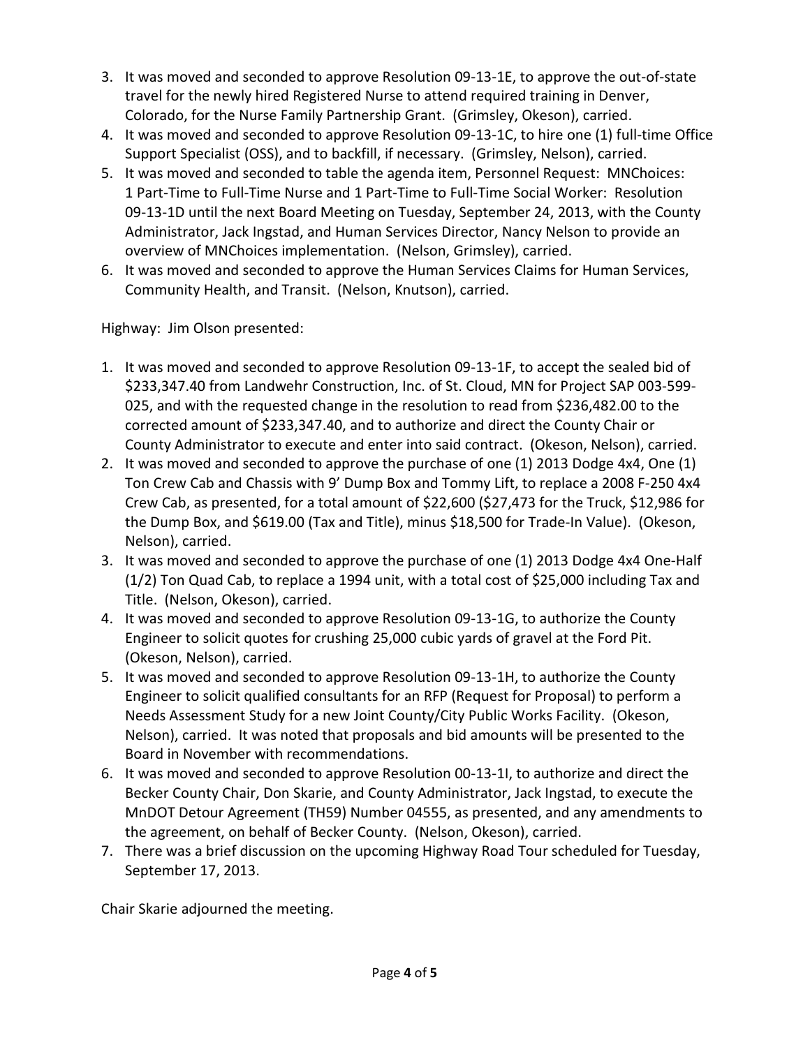3. It was moved and seconded to approve Resolution 09-13-1E, to approve the out-of-state travel for the newly hired Registered Nurse to attend required training in Denver, Colorado, for the Nurse Family Partnership Grant. (Grimsley, Okeson), carried.
4. It was moved and seconded to approve Resolution 09-13-1C, to hire one (1) full-time Office Support Specialist (OSS), and to backfill, if necessary. (Grimsley, Nelson), carried.
5. It was moved and seconded to table the agenda item, Personnel Request: MNChoices: 1 Part-Time to Full-Time Nurse and 1 Part-Time to Full-Time Social Worker: Resolution 09-13-1D until the next Board Meeting on Tuesday, September 24, 2013, with the County Administrator, Jack Ingstad, and Human Services Director, Nancy Nelson to provide an overview of MNChoices implementation. (Nelson, Grimsley), carried.
6. It was moved and seconded to approve the Human Services Claims for Human Services, Community Health, and Transit. (Nelson, Knutson), carried.

Highway: Jim Olson presented:

1. It was moved and seconded to approve Resolution 09-13-1F, to accept the sealed bid of $233,347.40 from Landwehr Construction, Inc. of St. Cloud, MN for Project SAP 003-599-025, and with the requested change in the resolution to read from $236,482.00 to the corrected amount of $233,347.40, and to authorize and direct the County Chair or County Administrator to execute and enter into said contract. (Okeson, Nelson), carried.
2. It was moved and seconded to approve the purchase of one (1) 2013 Dodge 4x4, One (1) Ton Crew Cab and Chassis with 9' Dump Box and Tommy Lift, to replace a 2008 F-250 4x4 Crew Cab, as presented, for a total amount of $22,600 ($27,473 for the Truck, $12,986 for the Dump Box, and $619.00 (Tax and Title), minus $18,500 for Trade-In Value). (Okeson, Nelson), carried.
3. It was moved and seconded to approve the purchase of one (1) 2013 Dodge 4x4 One-Half (1/2) Ton Quad Cab, to replace a 1994 unit, with a total cost of $25,000 including Tax and Title. (Nelson, Okeson), carried.
4. It was moved and seconded to approve Resolution 09-13-1G, to authorize the County Engineer to solicit quotes for crushing 25,000 cubic yards of gravel at the Ford Pit. (Okeson, Nelson), carried.
5. It was moved and seconded to approve Resolution 09-13-1H, to authorize the County Engineer to solicit qualified consultants for an RFP (Request for Proposal) to perform a Needs Assessment Study for a new Joint County/City Public Works Facility. (Okeson, Nelson), carried. It was noted that proposals and bid amounts will be presented to the Board in November with recommendations.
6. It was moved and seconded to approve Resolution 00-13-1I, to authorize and direct the Becker County Chair, Don Skarie, and County Administrator, Jack Ingstad, to execute the MnDOT Detour Agreement (TH59) Number 04555, as presented, and any amendments to the agreement, on behalf of Becker County. (Nelson, Okeson), carried.
7. There was a brief discussion on the upcoming Highway Road Tour scheduled for Tuesday, September 17, 2013.

Chair Skarie adjourned the meeting.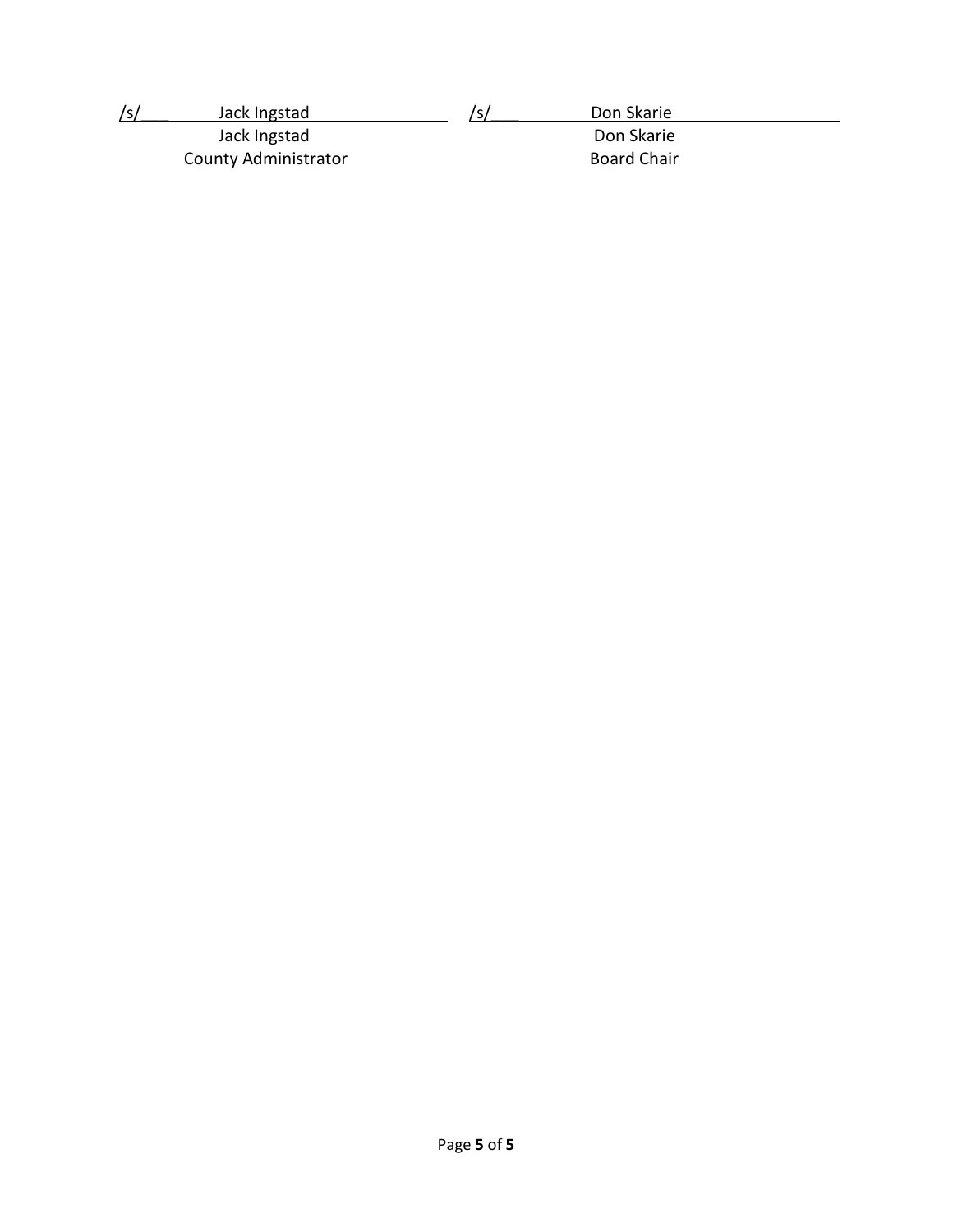/s/___ Jack Ingstad
Jack Ingstad
County Administrator

/s/___ Don Skarie
Don Skarie
Board Chair